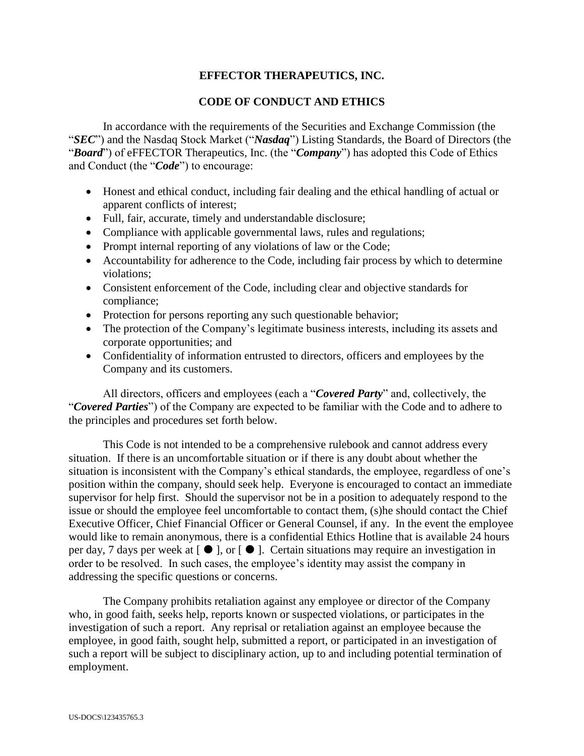# EFFECTOR THERAPEUTICS, INC.

## CODE OF CONDUCT AND ETHICS

In accordance with the requirements of the Securities and Exchange Commission (the "***SEC***") and the Nasdaq Stock Market ("***Nasdaq***") Listing Standards, the Board of Directors (the "***Board***") of eFFECTOR Therapeutics, Inc. (the "***Company***") has adopted this Code of Ethics and Conduct (the "***Code***") to encourage:

- Honest and ethical conduct, including fair dealing and the ethical handling of actual or apparent conflicts of interest;
- Full, fair, accurate, timely and understandable disclosure;
- Compliance with applicable governmental laws, rules and regulations;
- Prompt internal reporting of any violations of law or the Code;
- Accountability for adherence to the Code, including fair process by which to determine violations;
- Consistent enforcement of the Code, including clear and objective standards for compliance;
- Protection for persons reporting any such questionable behavior;
- The protection of the Company's legitimate business interests, including its assets and corporate opportunities; and
- Confidentiality of information entrusted to directors, officers and employees by the Company and its customers.

All directors, officers and employees (each a "***Covered Party***" and, collectively, the "***Covered Parties***") of the Company are expected to be familiar with the Code and to adhere to the principles and procedures set forth below.

This Code is not intended to be a comprehensive rulebook and cannot address every situation. If there is an uncomfortable situation or if there is any doubt about whether the situation is inconsistent with the Company's ethical standards, the employee, regardless of one's position within the company, should seek help. Everyone is encouraged to contact an immediate supervisor for help first. Should the supervisor not be in a position to adequately respond to the issue or should the employee feel uncomfortable to contact them, (s)he should contact the Chief Executive Officer, Chief Financial Officer or General Counsel, if any. In the event the employee would like to remain anonymous, there is a confidential Ethics Hotline that is available 24 hours per day, 7 days per week at [ ● ], or [ ● ]. Certain situations may require an investigation in order to be resolved. In such cases, the employee's identity may assist the company in addressing the specific questions or concerns.

The Company prohibits retaliation against any employee or director of the Company who, in good faith, seeks help, reports known or suspected violations, or participates in the investigation of such a report. Any reprisal or retaliation against an employee because the employee, in good faith, sought help, submitted a report, or participated in an investigation of such a report will be subject to disciplinary action, up to and including potential termination of employment.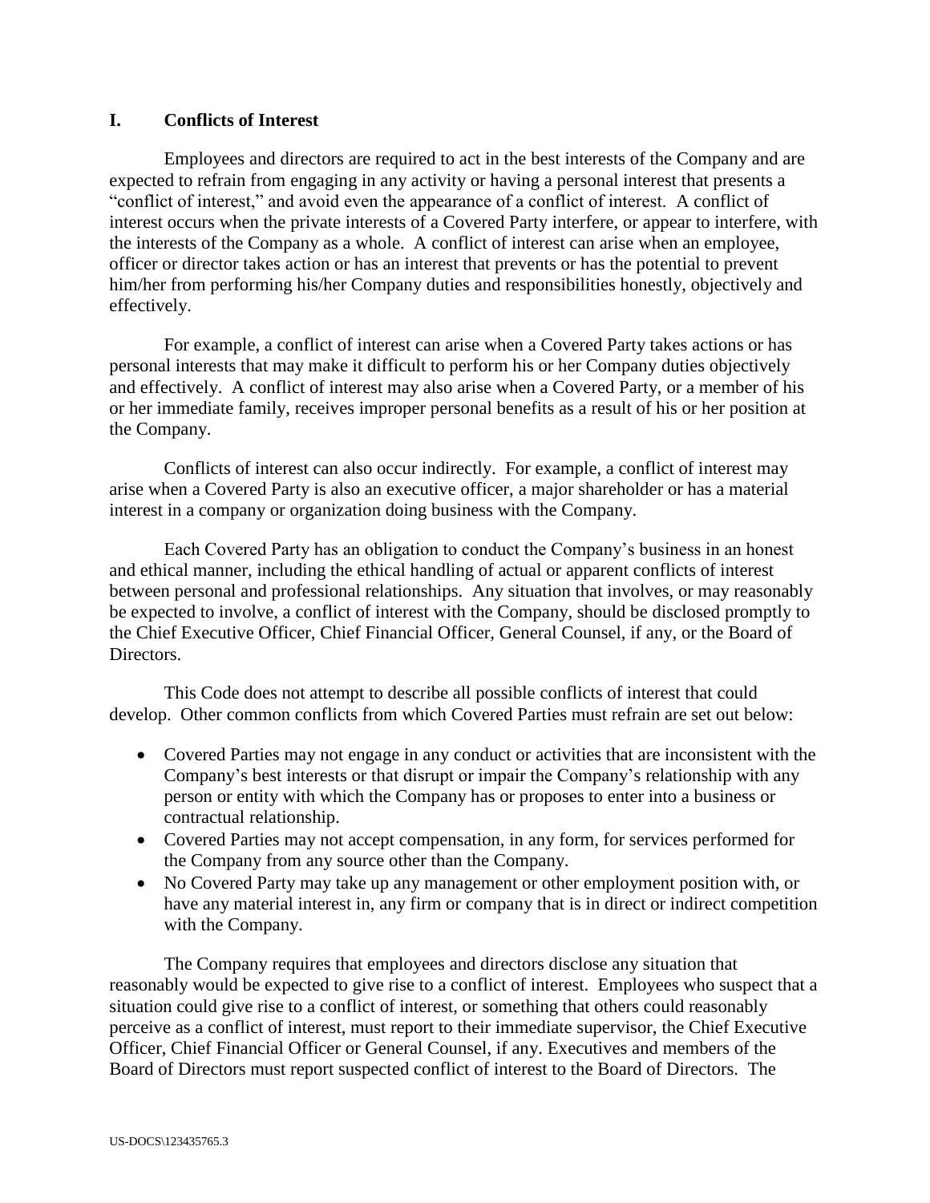## I. Conflicts of Interest

Employees and directors are required to act in the best interests of the Company and are expected to refrain from engaging in any activity or having a personal interest that presents a "conflict of interest," and avoid even the appearance of a conflict of interest. A conflict of interest occurs when the private interests of a Covered Party interfere, or appear to interfere, with the interests of the Company as a whole. A conflict of interest can arise when an employee, officer or director takes action or has an interest that prevents or has the potential to prevent him/her from performing his/her Company duties and responsibilities honestly, objectively and effectively.

For example, a conflict of interest can arise when a Covered Party takes actions or has personal interests that may make it difficult to perform his or her Company duties objectively and effectively. A conflict of interest may also arise when a Covered Party, or a member of his or her immediate family, receives improper personal benefits as a result of his or her position at the Company.

Conflicts of interest can also occur indirectly. For example, a conflict of interest may arise when a Covered Party is also an executive officer, a major shareholder or has a material interest in a company or organization doing business with the Company.

Each Covered Party has an obligation to conduct the Company's business in an honest and ethical manner, including the ethical handling of actual or apparent conflicts of interest between personal and professional relationships. Any situation that involves, or may reasonably be expected to involve, a conflict of interest with the Company, should be disclosed promptly to the Chief Executive Officer, Chief Financial Officer, General Counsel, if any, or the Board of Directors.

This Code does not attempt to describe all possible conflicts of interest that could develop. Other common conflicts from which Covered Parties must refrain are set out below:

- Covered Parties may not engage in any conduct or activities that are inconsistent with the Company's best interests or that disrupt or impair the Company's relationship with any person or entity with which the Company has or proposes to enter into a business or contractual relationship.
- Covered Parties may not accept compensation, in any form, for services performed for the Company from any source other than the Company.
- No Covered Party may take up any management or other employment position with, or have any material interest in, any firm or company that is in direct or indirect competition with the Company.

The Company requires that employees and directors disclose any situation that reasonably would be expected to give rise to a conflict of interest. Employees who suspect that a situation could give rise to a conflict of interest, or something that others could reasonably perceive as a conflict of interest, must report to their immediate supervisor, the Chief Executive Officer, Chief Financial Officer or General Counsel, if any. Executives and members of the Board of Directors must report suspected conflict of interest to the Board of Directors. The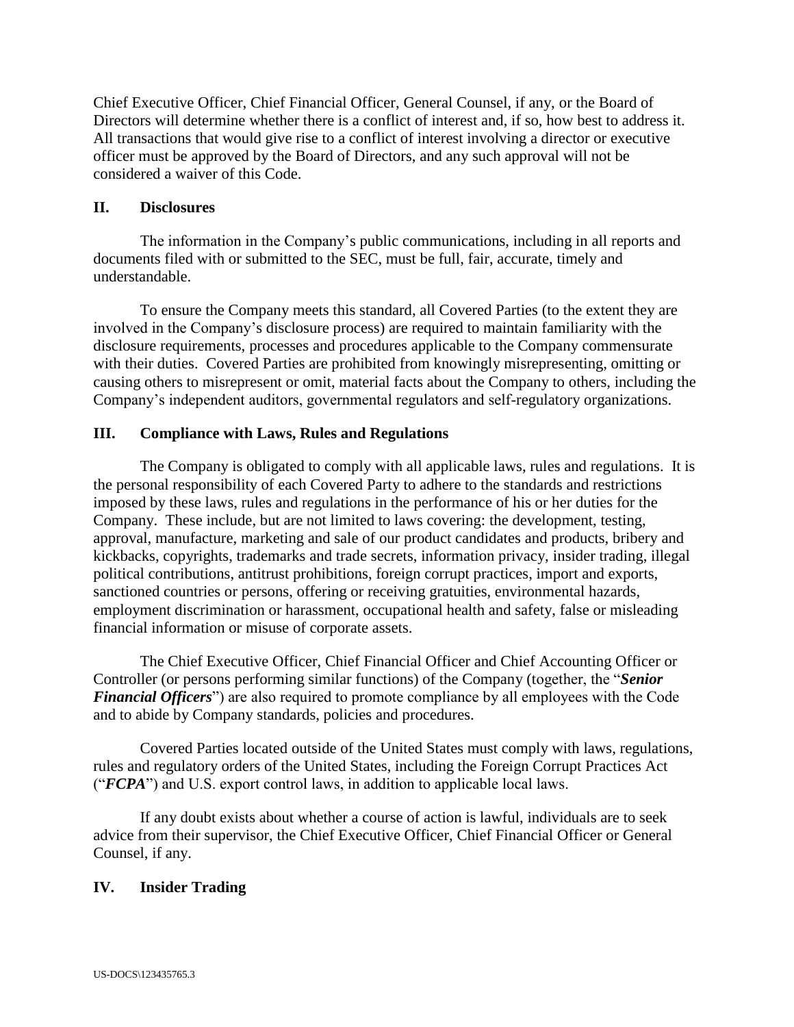Chief Executive Officer, Chief Financial Officer, General Counsel, if any, or the Board of Directors will determine whether there is a conflict of interest and, if so, how best to address it. All transactions that would give rise to a conflict of interest involving a director or executive officer must be approved by the Board of Directors, and any such approval will not be considered a waiver of this Code.

## II. Disclosures

The information in the Company's public communications, including in all reports and documents filed with or submitted to the SEC, must be full, fair, accurate, timely and understandable.

To ensure the Company meets this standard, all Covered Parties (to the extent they are involved in the Company's disclosure process) are required to maintain familiarity with the disclosure requirements, processes and procedures applicable to the Company commensurate with their duties. Covered Parties are prohibited from knowingly misrepresenting, omitting or causing others to misrepresent or omit, material facts about the Company to others, including the Company's independent auditors, governmental regulators and self-regulatory organizations.

## III. Compliance with Laws, Rules and Regulations

The Company is obligated to comply with all applicable laws, rules and regulations. It is the personal responsibility of each Covered Party to adhere to the standards and restrictions imposed by these laws, rules and regulations in the performance of his or her duties for the Company. These include, but are not limited to laws covering: the development, testing, approval, manufacture, marketing and sale of our product candidates and products, bribery and kickbacks, copyrights, trademarks and trade secrets, information privacy, insider trading, illegal political contributions, antitrust prohibitions, foreign corrupt practices, import and exports, sanctioned countries or persons, offering or receiving gratuities, environmental hazards, employment discrimination or harassment, occupational health and safety, false or misleading financial information or misuse of corporate assets.

The Chief Executive Officer, Chief Financial Officer and Chief Accounting Officer or Controller (or persons performing similar functions) of the Company (together, the "***Senior Financial Officers***") are also required to promote compliance by all employees with the Code and to abide by Company standards, policies and procedures.

Covered Parties located outside of the United States must comply with laws, regulations, rules and regulatory orders of the United States, including the Foreign Corrupt Practices Act ("***FCPA***") and U.S. export control laws, in addition to applicable local laws.

If any doubt exists about whether a course of action is lawful, individuals are to seek advice from their supervisor, the Chief Executive Officer, Chief Financial Officer or General Counsel, if any.

## IV. Insider Trading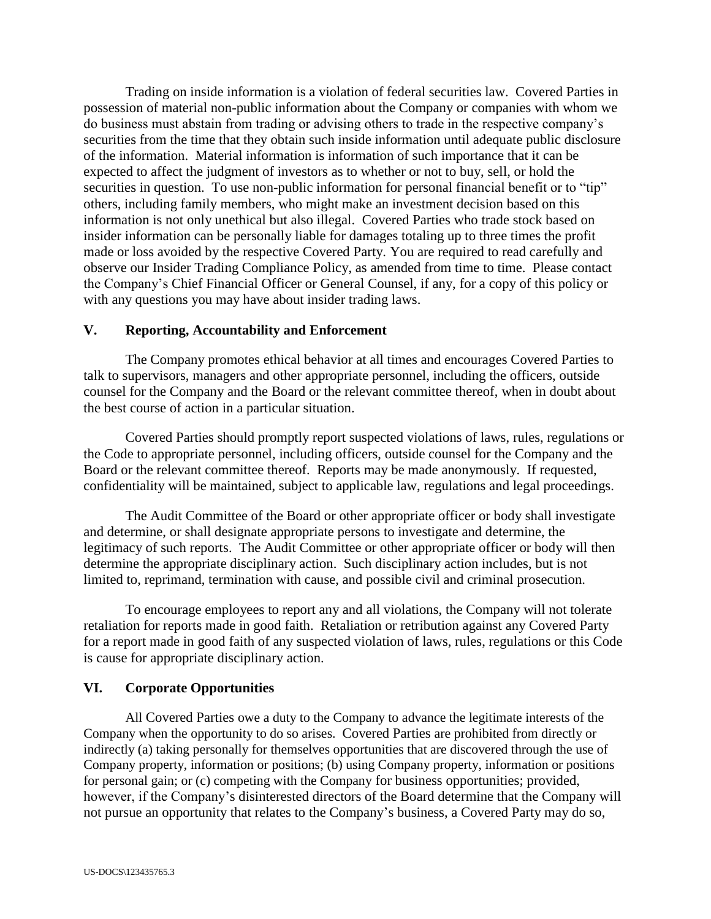Trading on inside information is a violation of federal securities law. Covered Parties in possession of material non-public information about the Company or companies with whom we do business must abstain from trading or advising others to trade in the respective company's securities from the time that they obtain such inside information until adequate public disclosure of the information. Material information is information of such importance that it can be expected to affect the judgment of investors as to whether or not to buy, sell, or hold the securities in question. To use non-public information for personal financial benefit or to "tip" others, including family members, who might make an investment decision based on this information is not only unethical but also illegal. Covered Parties who trade stock based on insider information can be personally liable for damages totaling up to three times the profit made or loss avoided by the respective Covered Party. You are required to read carefully and observe our Insider Trading Compliance Policy, as amended from time to time. Please contact the Company's Chief Financial Officer or General Counsel, if any, for a copy of this policy or with any questions you may have about insider trading laws.

## V. Reporting, Accountability and Enforcement

The Company promotes ethical behavior at all times and encourages Covered Parties to talk to supervisors, managers and other appropriate personnel, including the officers, outside counsel for the Company and the Board or the relevant committee thereof, when in doubt about the best course of action in a particular situation.

Covered Parties should promptly report suspected violations of laws, rules, regulations or the Code to appropriate personnel, including officers, outside counsel for the Company and the Board or the relevant committee thereof. Reports may be made anonymously. If requested, confidentiality will be maintained, subject to applicable law, regulations and legal proceedings.

The Audit Committee of the Board or other appropriate officer or body shall investigate and determine, or shall designate appropriate persons to investigate and determine, the legitimacy of such reports. The Audit Committee or other appropriate officer or body will then determine the appropriate disciplinary action. Such disciplinary action includes, but is not limited to, reprimand, termination with cause, and possible civil and criminal prosecution.

To encourage employees to report any and all violations, the Company will not tolerate retaliation for reports made in good faith. Retaliation or retribution against any Covered Party for a report made in good faith of any suspected violation of laws, rules, regulations or this Code is cause for appropriate disciplinary action.

## VI. Corporate Opportunities

All Covered Parties owe a duty to the Company to advance the legitimate interests of the Company when the opportunity to do so arises. Covered Parties are prohibited from directly or indirectly (a) taking personally for themselves opportunities that are discovered through the use of Company property, information or positions; (b) using Company property, information or positions for personal gain; or (c) competing with the Company for business opportunities; provided, however, if the Company's disinterested directors of the Board determine that the Company will not pursue an opportunity that relates to the Company's business, a Covered Party may do so,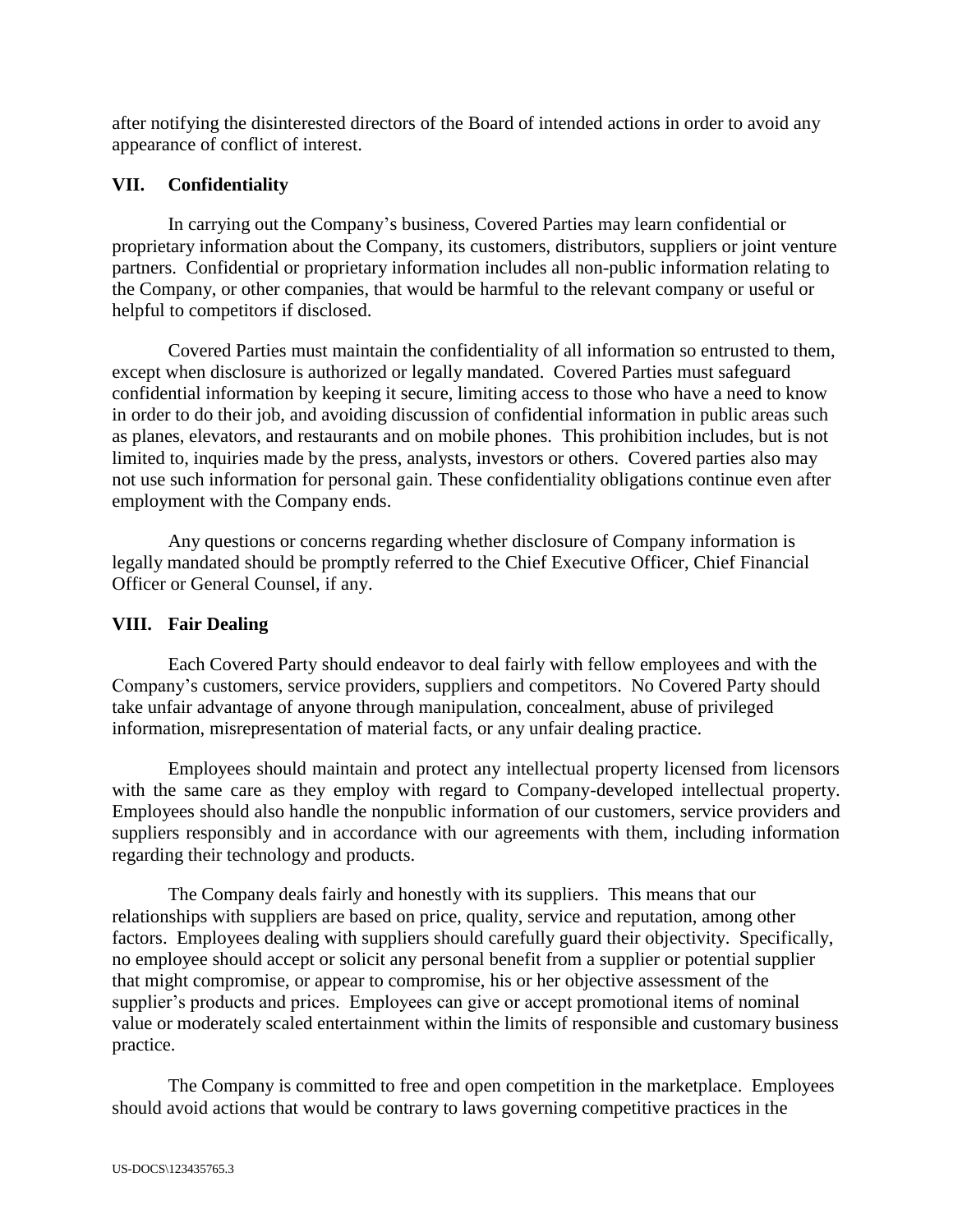after notifying the disinterested directors of the Board of intended actions in order to avoid any appearance of conflict of interest.

## VII. Confidentiality

In carrying out the Company's business, Covered Parties may learn confidential or proprietary information about the Company, its customers, distributors, suppliers or joint venture partners. Confidential or proprietary information includes all non-public information relating to the Company, or other companies, that would be harmful to the relevant company or useful or helpful to competitors if disclosed.

Covered Parties must maintain the confidentiality of all information so entrusted to them, except when disclosure is authorized or legally mandated. Covered Parties must safeguard confidential information by keeping it secure, limiting access to those who have a need to know in order to do their job, and avoiding discussion of confidential information in public areas such as planes, elevators, and restaurants and on mobile phones. This prohibition includes, but is not limited to, inquiries made by the press, analysts, investors or others. Covered parties also may not use such information for personal gain. These confidentiality obligations continue even after employment with the Company ends.

Any questions or concerns regarding whether disclosure of Company information is legally mandated should be promptly referred to the Chief Executive Officer, Chief Financial Officer or General Counsel, if any.

## VIII. Fair Dealing

Each Covered Party should endeavor to deal fairly with fellow employees and with the Company's customers, service providers, suppliers and competitors. No Covered Party should take unfair advantage of anyone through manipulation, concealment, abuse of privileged information, misrepresentation of material facts, or any unfair dealing practice.

Employees should maintain and protect any intellectual property licensed from licensors with the same care as they employ with regard to Company-developed intellectual property. Employees should also handle the nonpublic information of our customers, service providers and suppliers responsibly and in accordance with our agreements with them, including information regarding their technology and products.

The Company deals fairly and honestly with its suppliers. This means that our relationships with suppliers are based on price, quality, service and reputation, among other factors. Employees dealing with suppliers should carefully guard their objectivity. Specifically, no employee should accept or solicit any personal benefit from a supplier or potential supplier that might compromise, or appear to compromise, his or her objective assessment of the supplier's products and prices. Employees can give or accept promotional items of nominal value or moderately scaled entertainment within the limits of responsible and customary business practice.

The Company is committed to free and open competition in the marketplace. Employees should avoid actions that would be contrary to laws governing competitive practices in the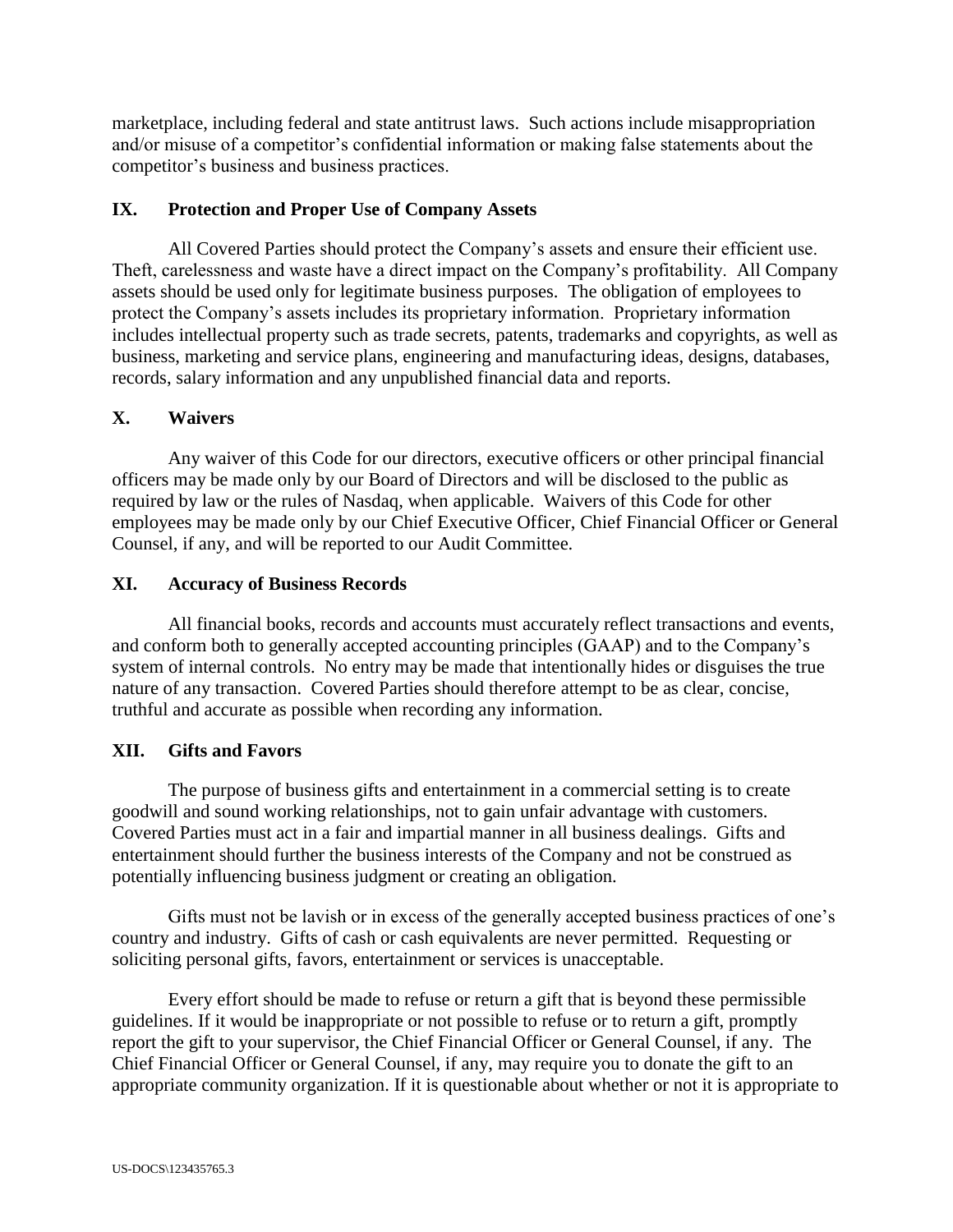marketplace, including federal and state antitrust laws. Such actions include misappropriation and/or misuse of a competitor's confidential information or making false statements about the competitor's business and business practices.

## IX. Protection and Proper Use of Company Assets

All Covered Parties should protect the Company's assets and ensure their efficient use. Theft, carelessness and waste have a direct impact on the Company's profitability. All Company assets should be used only for legitimate business purposes. The obligation of employees to protect the Company's assets includes its proprietary information. Proprietary information includes intellectual property such as trade secrets, patents, trademarks and copyrights, as well as business, marketing and service plans, engineering and manufacturing ideas, designs, databases, records, salary information and any unpublished financial data and reports.

## X. Waivers

Any waiver of this Code for our directors, executive officers or other principal financial officers may be made only by our Board of Directors and will be disclosed to the public as required by law or the rules of Nasdaq, when applicable. Waivers of this Code for other employees may be made only by our Chief Executive Officer, Chief Financial Officer or General Counsel, if any, and will be reported to our Audit Committee.

## XI. Accuracy of Business Records

All financial books, records and accounts must accurately reflect transactions and events, and conform both to generally accepted accounting principles (GAAP) and to the Company's system of internal controls. No entry may be made that intentionally hides or disguises the true nature of any transaction. Covered Parties should therefore attempt to be as clear, concise, truthful and accurate as possible when recording any information.

## XII. Gifts and Favors

The purpose of business gifts and entertainment in a commercial setting is to create goodwill and sound working relationships, not to gain unfair advantage with customers. Covered Parties must act in a fair and impartial manner in all business dealings. Gifts and entertainment should further the business interests of the Company and not be construed as potentially influencing business judgment or creating an obligation.

Gifts must not be lavish or in excess of the generally accepted business practices of one's country and industry. Gifts of cash or cash equivalents are never permitted. Requesting or soliciting personal gifts, favors, entertainment or services is unacceptable.

Every effort should be made to refuse or return a gift that is beyond these permissible guidelines. If it would be inappropriate or not possible to refuse or to return a gift, promptly report the gift to your supervisor, the Chief Financial Officer or General Counsel, if any. The Chief Financial Officer or General Counsel, if any, may require you to donate the gift to an appropriate community organization. If it is questionable about whether or not it is appropriate to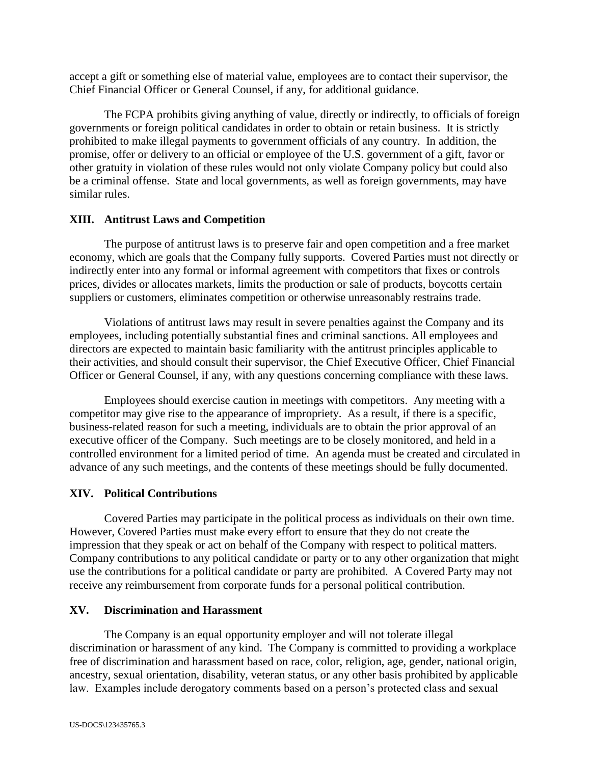accept a gift or something else of material value, employees are to contact their supervisor, the Chief Financial Officer or General Counsel, if any, for additional guidance.

The FCPA prohibits giving anything of value, directly or indirectly, to officials of foreign governments or foreign political candidates in order to obtain or retain business. It is strictly prohibited to make illegal payments to government officials of any country. In addition, the promise, offer or delivery to an official or employee of the U.S. government of a gift, favor or other gratuity in violation of these rules would not only violate Company policy but could also be a criminal offense. State and local governments, as well as foreign governments, may have similar rules.

## XIII. Antitrust Laws and Competition

The purpose of antitrust laws is to preserve fair and open competition and a free market economy, which are goals that the Company fully supports. Covered Parties must not directly or indirectly enter into any formal or informal agreement with competitors that fixes or controls prices, divides or allocates markets, limits the production or sale of products, boycotts certain suppliers or customers, eliminates competition or otherwise unreasonably restrains trade.

Violations of antitrust laws may result in severe penalties against the Company and its employees, including potentially substantial fines and criminal sanctions. All employees and directors are expected to maintain basic familiarity with the antitrust principles applicable to their activities, and should consult their supervisor, the Chief Executive Officer, Chief Financial Officer or General Counsel, if any, with any questions concerning compliance with these laws.

Employees should exercise caution in meetings with competitors. Any meeting with a competitor may give rise to the appearance of impropriety. As a result, if there is a specific, business-related reason for such a meeting, individuals are to obtain the prior approval of an executive officer of the Company. Such meetings are to be closely monitored, and held in a controlled environment for a limited period of time. An agenda must be created and circulated in advance of any such meetings, and the contents of these meetings should be fully documented.

## XIV. Political Contributions

Covered Parties may participate in the political process as individuals on their own time. However, Covered Parties must make every effort to ensure that they do not create the impression that they speak or act on behalf of the Company with respect to political matters. Company contributions to any political candidate or party or to any other organization that might use the contributions for a political candidate or party are prohibited. A Covered Party may not receive any reimbursement from corporate funds for a personal political contribution.

## XV. Discrimination and Harassment

The Company is an equal opportunity employer and will not tolerate illegal discrimination or harassment of any kind. The Company is committed to providing a workplace free of discrimination and harassment based on race, color, religion, age, gender, national origin, ancestry, sexual orientation, disability, veteran status, or any other basis prohibited by applicable law. Examples include derogatory comments based on a person's protected class and sexual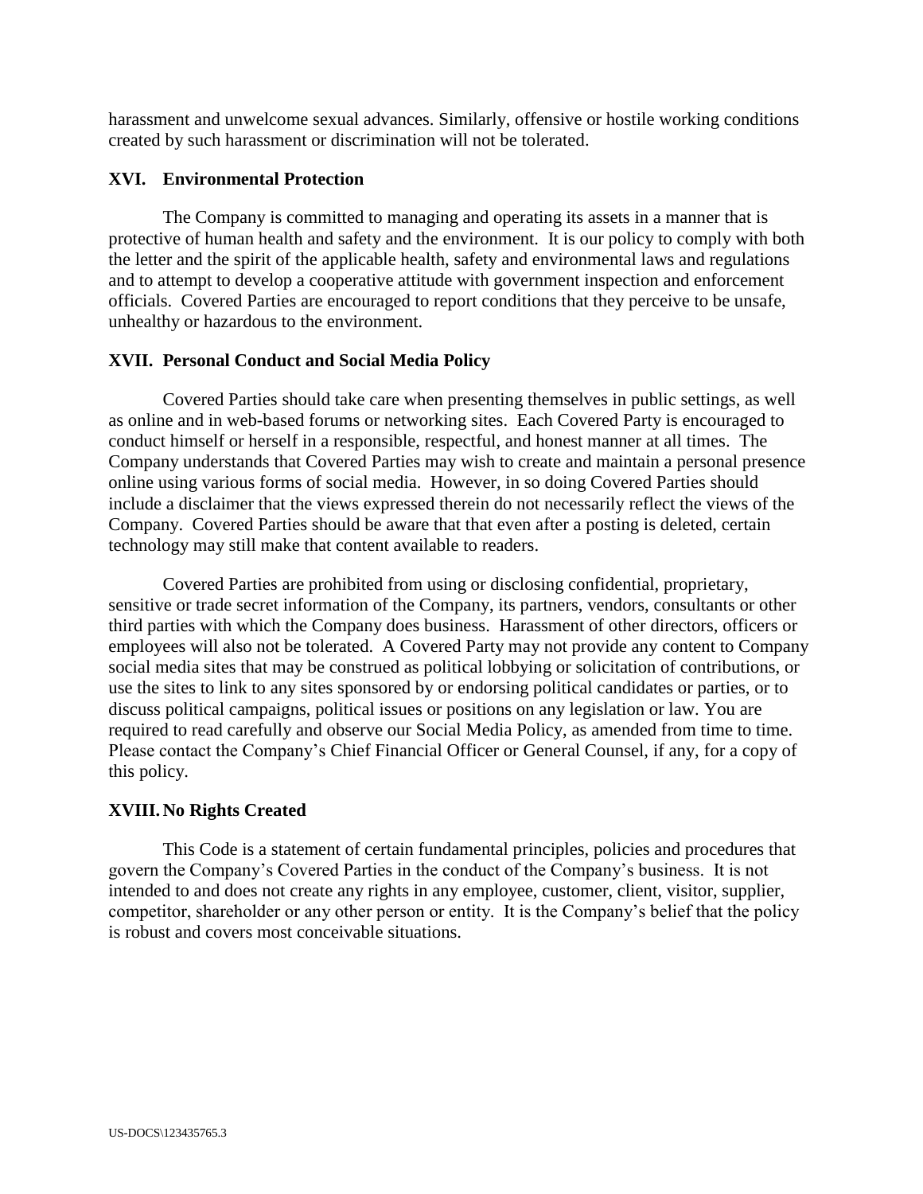harassment and unwelcome sexual advances. Similarly, offensive or hostile working conditions created by such harassment or discrimination will not be tolerated.

## XVI. Environmental Protection

The Company is committed to managing and operating its assets in a manner that is protective of human health and safety and the environment. It is our policy to comply with both the letter and the spirit of the applicable health, safety and environmental laws and regulations and to attempt to develop a cooperative attitude with government inspection and enforcement officials. Covered Parties are encouraged to report conditions that they perceive to be unsafe, unhealthy or hazardous to the environment.

## XVII. Personal Conduct and Social Media Policy

Covered Parties should take care when presenting themselves in public settings, as well as online and in web-based forums or networking sites. Each Covered Party is encouraged to conduct himself or herself in a responsible, respectful, and honest manner at all times. The Company understands that Covered Parties may wish to create and maintain a personal presence online using various forms of social media. However, in so doing Covered Parties should include a disclaimer that the views expressed therein do not necessarily reflect the views of the Company. Covered Parties should be aware that that even after a posting is deleted, certain technology may still make that content available to readers.

Covered Parties are prohibited from using or disclosing confidential, proprietary, sensitive or trade secret information of the Company, its partners, vendors, consultants or other third parties with which the Company does business. Harassment of other directors, officers or employees will also not be tolerated. A Covered Party may not provide any content to Company social media sites that may be construed as political lobbying or solicitation of contributions, or use the sites to link to any sites sponsored by or endorsing political candidates or parties, or to discuss political campaigns, political issues or positions on any legislation or law. You are required to read carefully and observe our Social Media Policy, as amended from time to time. Please contact the Company's Chief Financial Officer or General Counsel, if any, for a copy of this policy.

## XVIII. No Rights Created

This Code is a statement of certain fundamental principles, policies and procedures that govern the Company's Covered Parties in the conduct of the Company's business. It is not intended to and does not create any rights in any employee, customer, client, visitor, supplier, competitor, shareholder or any other person or entity. It is the Company's belief that the policy is robust and covers most conceivable situations.